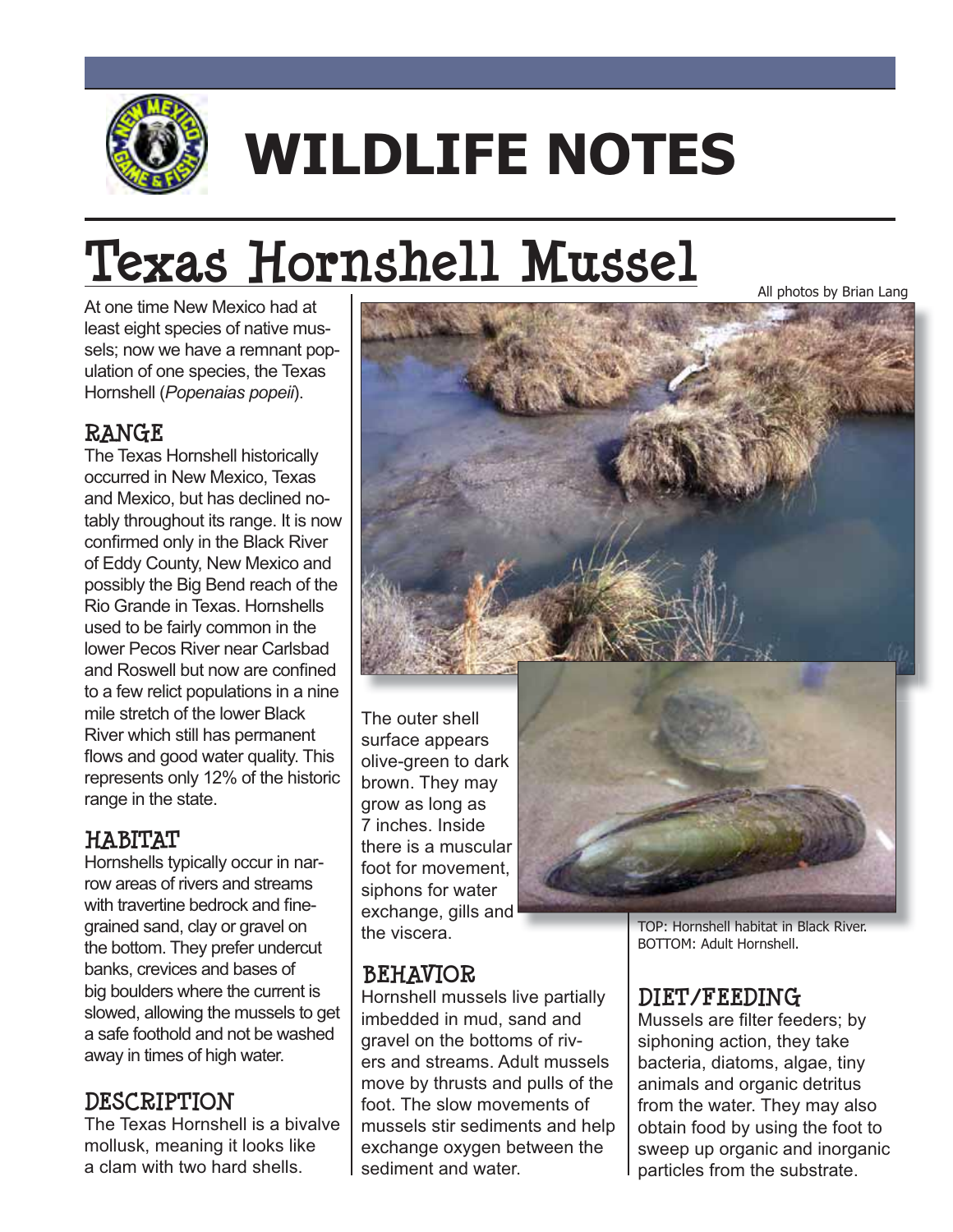# WILDLIFE NOTES

# Texas Hornshell Mussel

All photos by Brian Lang

At one time New Mexico had at least eight species of native mussels; now we have a remnant population of one species, the Texas Hornshell (*Popenaias popeii*).

## RANGE

The Texas Hornshell historically occurred in New Mexico, Texas and Mexico, but has declined notably throughout its range. It is now confirmed only in the Black River of Eddy County, New Mexico and possibly the Big Bend reach of the Rio Grande in Texas. Hornshells used to be fairly common in the lower Pecos River near Carlsbad and Roswell but now are confined to a few relict populations in a nine mile stretch of the lower Black River which still has permanent flows and good water quality. This represents only 12% of the historic range in the state.

## HABITAT

Hornshells typically occur in narrow areas of rivers and streams with travertine bedrock and fine-grained sand, clay or gravel on the bottom. They prefer undercut banks, crevices and bases of big boulders where the current is slowed, allowing the mussels to get a safe foothold and not be washed away in times of high water.

## DESCRIPTION

The Texas Hornshell is a bivalve mollusk, meaning it looks like a clam with two hard shells. The outer shell surface appears olive-green to dark brown. They may grow as long as 7 inches. Inside there is a muscular foot for movement, siphons for water exchange, gills and the viscera.

TOP: Hornshell habitat in Black River.
BOTTOM: Adult Hornshell.

## BEHAVIOR

Hornshell mussels live partially imbedded in mud, sand and gravel on the bottoms of rivers and streams. Adult mussels move by thrusts and pulls of the foot. The slow movements of mussels stir sediments and help exchange oxygen between the sediment and water.

## DIET/FEEDING

Mussels are filter feeders; by siphoning action, they take bacteria, diatoms, algae, tiny animals and organic detritus from the water. They may also obtain food by using the foot to sweep up organic and inorganic particles from the substrate.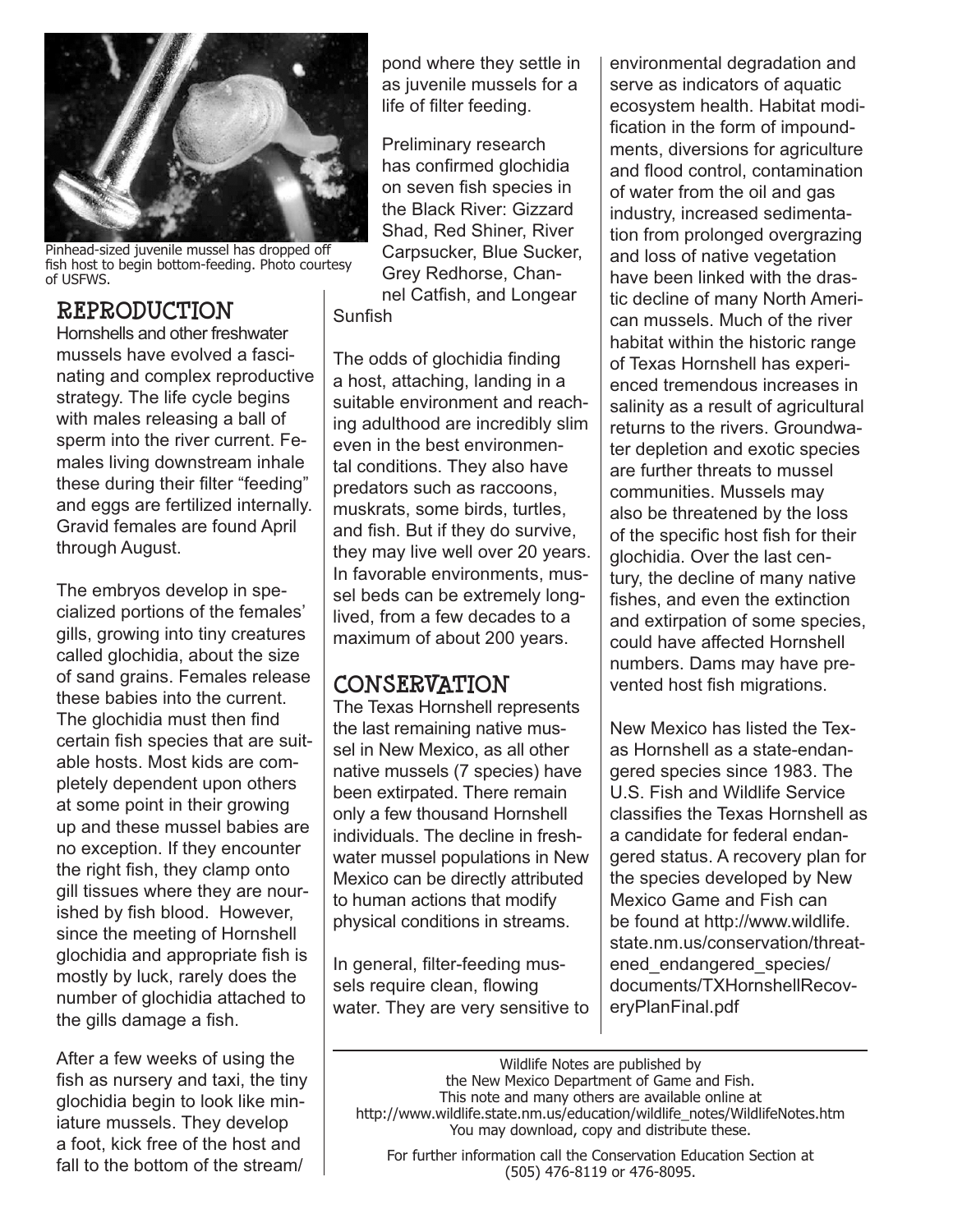Pinhead-sized juvenile mussel has dropped off fish host to begin bottom-feeding. Photo courtesy of USFWS.

## REPRODUCTION

Hornshells and other freshwater mussels have evolved a fascinating and complex reproductive strategy. The life cycle begins with males releasing a ball of sperm into the river current. Females living downstream inhale these during their filter "feeding" and eggs are fertilized internally. Gravid females are found April through August.

The embryos develop in specialized portions of the females' gills, growing into tiny creatures called glochidia, about the size of sand grains. Females release these babies into the current. The glochidia must then find certain fish species that are suitable hosts. Most kids are completely dependent upon others at some point in their growing up and these mussel babies are no exception. If they encounter the right fish, they clamp onto gill tissues where they are nourished by fish blood. However, since the meeting of Hornshell glochidia and appropriate fish is mostly by luck, rarely does the number of glochidia attached to the gills damage a fish.

After a few weeks of using the fish as nursery and taxi, the tiny glochidia begin to look like miniature mussels. They develop a foot, kick free of the host and fall to the bottom of the stream/pond where they settle in as juvenile mussels for a life of filter feeding.

Preliminary research has confirmed glochidia on seven fish species in the Black River: Gizzard Shad, Red Shiner, River Carpsucker, Blue Sucker, Grey Redhorse, Channel Catfish, and Longear Sunfish

The odds of glochidia finding a host, attaching, landing in a suitable environment and reaching adulthood are incredibly slim even in the best environmental conditions. They also have predators such as raccoons, muskrats, some birds, turtles, and fish. But if they do survive, they may live well over 20 years. In favorable environments, mussel beds can be extremely long-lived, from a few decades to a maximum of about 200 years.

## CONSERVATION

The Texas Hornshell represents the last remaining native mussel in New Mexico, as all other native mussels (7 species) have been extirpated. There remain only a few thousand Hornshell individuals. The decline in freshwater mussel populations in New Mexico can be directly attributed to human actions that modify physical conditions in streams.

In general, filter-feeding mussels require clean, flowing water. They are very sensitive to environmental degradation and serve as indicators of aquatic ecosystem health. Habitat modification in the form of impoundments, diversions for agriculture and flood control, contamination of water from the oil and gas industry, increased sedimentation from prolonged overgrazing and loss of native vegetation have been linked with the drastic decline of many North American mussels. Much of the river habitat within the historic range of Texas Hornshell has experienced tremendous increases in salinity as a result of agricultural returns to the rivers. Groundwater depletion and exotic species are further threats to mussel communities. Mussels may also be threatened by the loss of the specific host fish for their glochidia. Over the last century, the decline of many native fishes, and even the extinction and extirpation of some species, could have affected Hornshell numbers. Dams may have prevented host fish migrations.

New Mexico has listed the Texas Hornshell as a state-endangered species since 1983. The U.S. Fish and Wildlife Service classifies the Texas Hornshell as a candidate for federal endangered status. A recovery plan for the species developed by New Mexico Game and Fish can be found at http://www.wildlife.state.nm.us/conservation/threatened_endangered_species/documents/TXHornshellRecoveryPlanFinal.pdf

Wildlife Notes are published by the New Mexico Department of Game and Fish. This note and many others are available online at http://www.wildlife.state.nm.us/education/wildlife_notes/WildlifeNotes.htm You may download, copy and distribute these.

For further information call the Conservation Education Section at (505) 476-8119 or 476-8095.